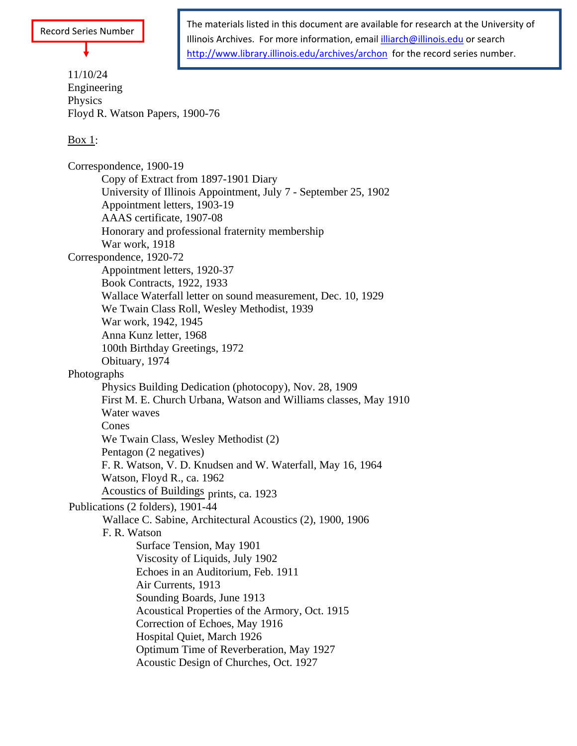Record Series Number

The materials listed in this document are available for research at the University of Illinois Archives. For more information, email illiarch@illinois.edu or search http://www.library.illinois.edu/archives/archon for the record series number.

11/10/24
Engineering
Physics
Floyd R. Watson Papers, 1900-76

Box 1:

- Correspondence, 1900-19
  - Copy of Extract from 1897-1901 Diary
  - University of Illinois Appointment, July 7 - September 25, 1902
  - Appointment letters, 1903-19
  - AAAS certificate, 1907-08
  - Honorary and professional fraternity membership
  - War work, 1918
- Correspondence, 1920-72
  - Appointment letters, 1920-37
  - Book Contracts, 1922, 1933
  - Wallace Waterfall letter on sound measurement, Dec. 10, 1929
  - We Twain Class Roll, Wesley Methodist, 1939
  - War work, 1942, 1945
  - Anna Kunz letter, 1968
  - 100th Birthday Greetings, 1972
  - Obituary, 1974
- Photographs
  - Physics Building Dedication (photocopy), Nov. 28, 1909
  - First M. E. Church Urbana, Watson and Williams classes, May 1910
  - Water waves
  - Cones
  - We Twain Class, Wesley Methodist (2)
  - Pentagon (2 negatives)
  - F. R. Watson, V. D. Knudsen and W. Waterfall, May 16, 1964
  - Watson, Floyd R., ca. 1962
  - Acoustics of Buildings prints, ca. 1923
- Publications (2 folders), 1901-44
  - Wallace C. Sabine, Architectural Acoustics (2), 1900, 1906
  - F. R. Watson
    - Surface Tension, May 1901
    - Viscosity of Liquids, July 1902
    - Echoes in an Auditorium, Feb. 1911
    - Air Currents, 1913
    - Sounding Boards, June 1913
    - Acoustical Properties of the Armory, Oct. 1915
    - Correction of Echoes, May 1916
    - Hospital Quiet, March 1926
    - Optimum Time of Reverberation, May 1927
    - Acoustic Design of Churches, Oct. 1927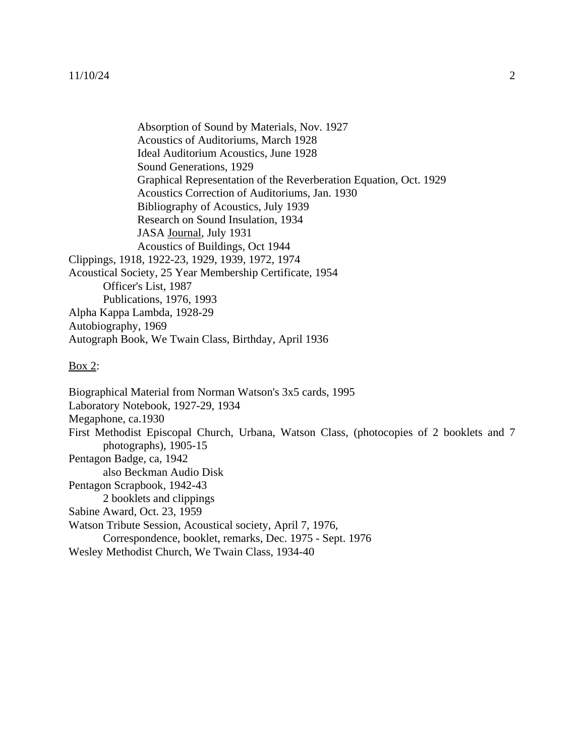Absorption of Sound by Materials, Nov. 1927
Acoustics of Auditoriums, March 1928
Ideal Auditorium Acoustics, June 1928
Sound Generations, 1929
Graphical Representation of the Reverberation Equation, Oct. 1929
Acoustics Correction of Auditoriums, Jan. 1930
Bibliography of Acoustics, July 1939
Research on Sound Insulation, 1934
JASA Journal, July 1931
Acoustics of Buildings, Oct 1944

Clippings, 1918, 1922-23, 1929, 1939, 1972, 1974
Acoustical Society, 25 Year Membership Certificate, 1954
Officer's List, 1987
Publications, 1976, 1993
Alpha Kappa Lambda, 1928-29
Autobiography, 1969
Autograph Book, We Twain Class, Birthday, April 1936

Box 2:

Biographical Material from Norman Watson's 3x5 cards, 1995
Laboratory Notebook, 1927-29, 1934
Megaphone, ca.1930
First Methodist Episcopal Church, Urbana, Watson Class, (photocopies of 2 booklets and 7 photographs), 1905-15
Pentagon Badge, ca, 1942
also Beckman Audio Disk
Pentagon Scrapbook, 1942-43
2 booklets and clippings
Sabine Award, Oct. 23, 1959
Watson Tribute Session, Acoustical society, April 7, 1976,
Correspondence, booklet, remarks, Dec. 1975 - Sept. 1976
Wesley Methodist Church, We Twain Class, 1934-40